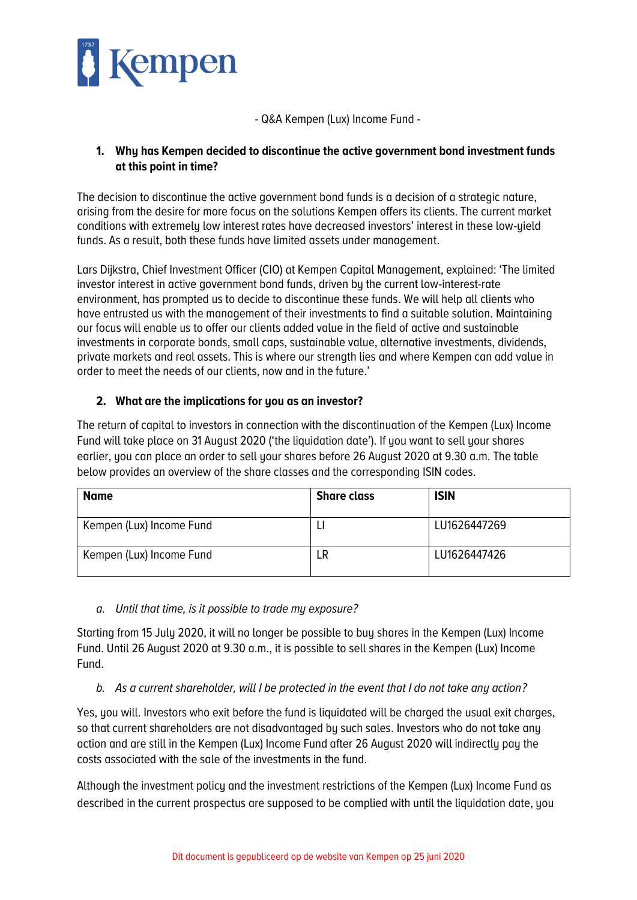- Q&A Kempen (Lux) Income Fund -

## 1. Why has Kempen decided to discontinue the active government bond investment funds at this point in time?

The decision to discontinue the active government bond funds is a decision of a strategic nature, arising from the desire for more focus on the solutions Kempen offers its clients. The current market conditions with extremely low interest rates have decreased investors' interest in these low-yield funds. As a result, both these funds have limited assets under management.

Lars Dijkstra, Chief Investment Officer (CIO) at Kempen Capital Management, explained: 'The limited investor interest in active government bond funds, driven by the current low-interest-rate environment, has prompted us to decide to discontinue these funds. We will help all clients who have entrusted us with the management of their investments to find a suitable solution. Maintaining our focus will enable us to offer our clients added value in the field of active and sustainable investments in corporate bonds, small caps, sustainable value, alternative investments, dividends, private markets and real assets. This is where our strength lies and where Kempen can add value in order to meet the needs of our clients, now and in the future.'

## 2. What are the implications for you as an investor?

The return of capital to investors in connection with the discontinuation of the Kempen (Lux) Income Fund will take place on 31 August 2020 ('the liquidation date'). If you want to sell your shares earlier, you can place an order to sell your shares before 26 August 2020 at 9.30 a.m. The table below provides an overview of the share classes and the corresponding ISIN codes.

| Name | Share class | ISIN |
|---|---|---|
| Kempen (Lux) Income Fund | LI | LU1626447269 |
| Kempen (Lux) Income Fund | LR | LU1626447426 |

### *a. Until that time, is it possible to trade my exposure?*

Starting from 15 July 2020, it will no longer be possible to buy shares in the Kempen (Lux) Income Fund. Until 26 August 2020 at 9.30 a.m., it is possible to sell shares in the Kempen (Lux) Income Fund.

### *b. As a current shareholder, will I be protected in the event that I do not take any action?*

Yes, you will. Investors who exit before the fund is liquidated will be charged the usual exit charges, so that current shareholders are not disadvantaged by such sales. Investors who do not take any action and are still in the Kempen (Lux) Income Fund after 26 August 2020 will indirectly pay the costs associated with the sale of the investments in the fund.

Although the investment policy and the investment restrictions of the Kempen (Lux) Income Fund as described in the current prospectus are supposed to be complied with until the liquidation date, you

Dit document is gepubliceerd op de website van Kempen op 25 juni 2020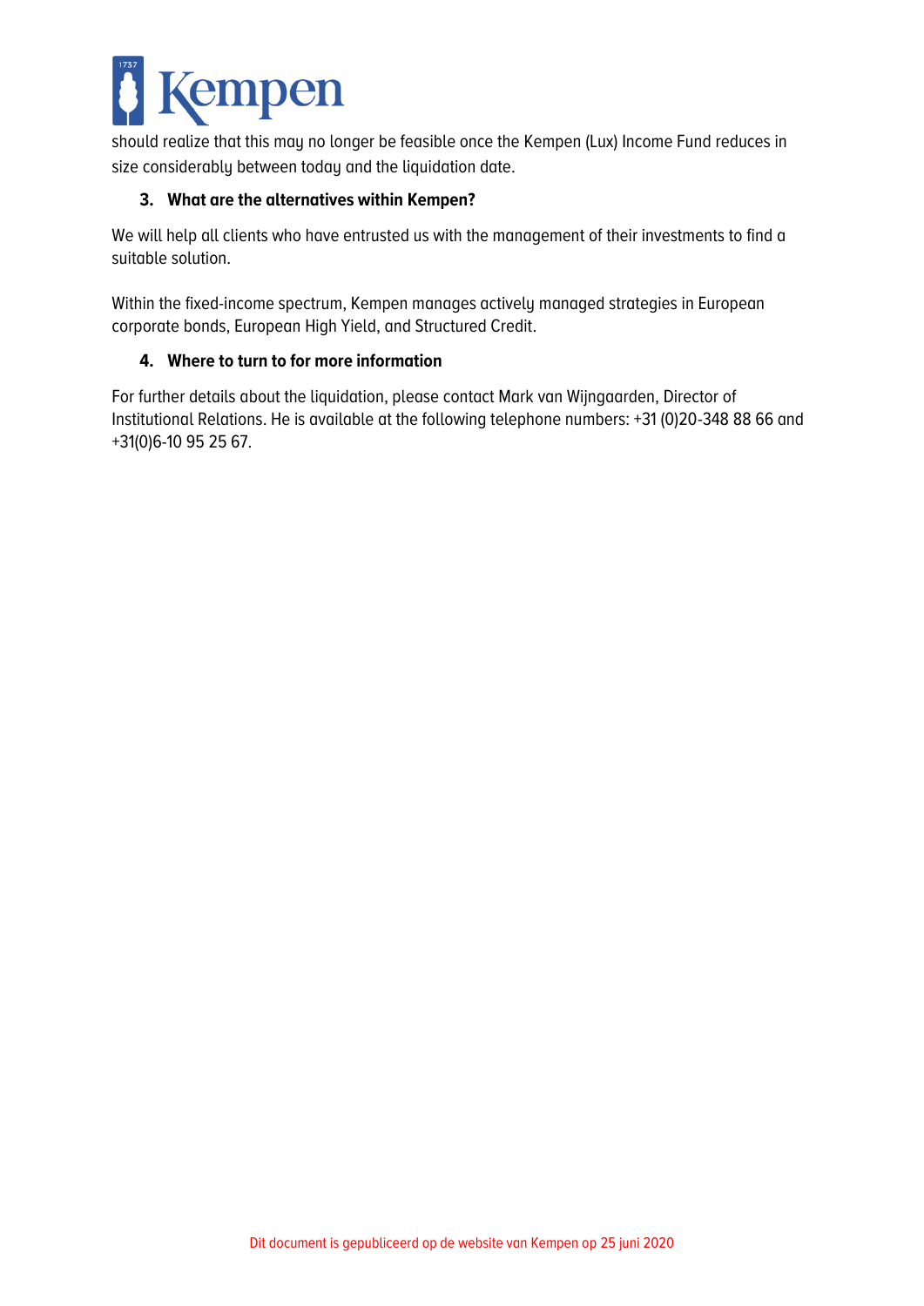should realize that this may no longer be feasible once the Kempen (Lux) Income Fund reduces in size considerably between today and the liquidation date.

### 3. What are the alternatives within Kempen?

We will help all clients who have entrusted us with the management of their investments to find a suitable solution.

Within the fixed-income spectrum, Kempen manages actively managed strategies in European corporate bonds, European High Yield, and Structured Credit.

### 4. Where to turn to for more information

For further details about the liquidation, please contact Mark van Wijngaarden, Director of Institutional Relations. He is available at the following telephone numbers: +31 (0)20-348 88 66 and +31(0)6-10 95 25 67.

Dit document is gepubliceerd op de website van Kempen op 25 juni 2020